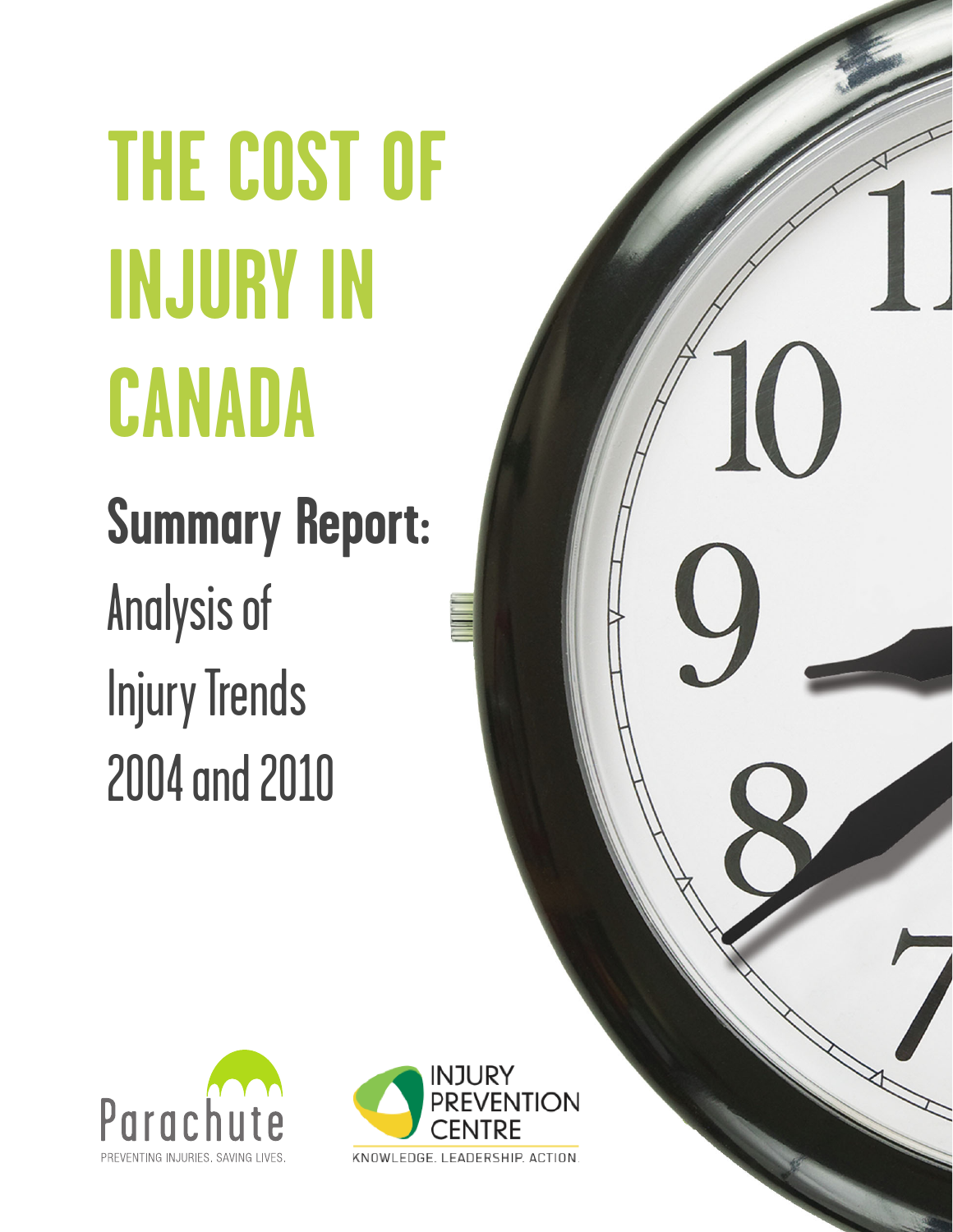# THE COST OF INJURY IN CANADA

## Summary Report:

Analysis of Injury Trends 2004 and 2010

Parachute

PREVENTING INJURIES. SAVING LIVES.

INJURY PREVENTION CENTRE

KNOWLEDGE. LEADERSHIP. ACTION.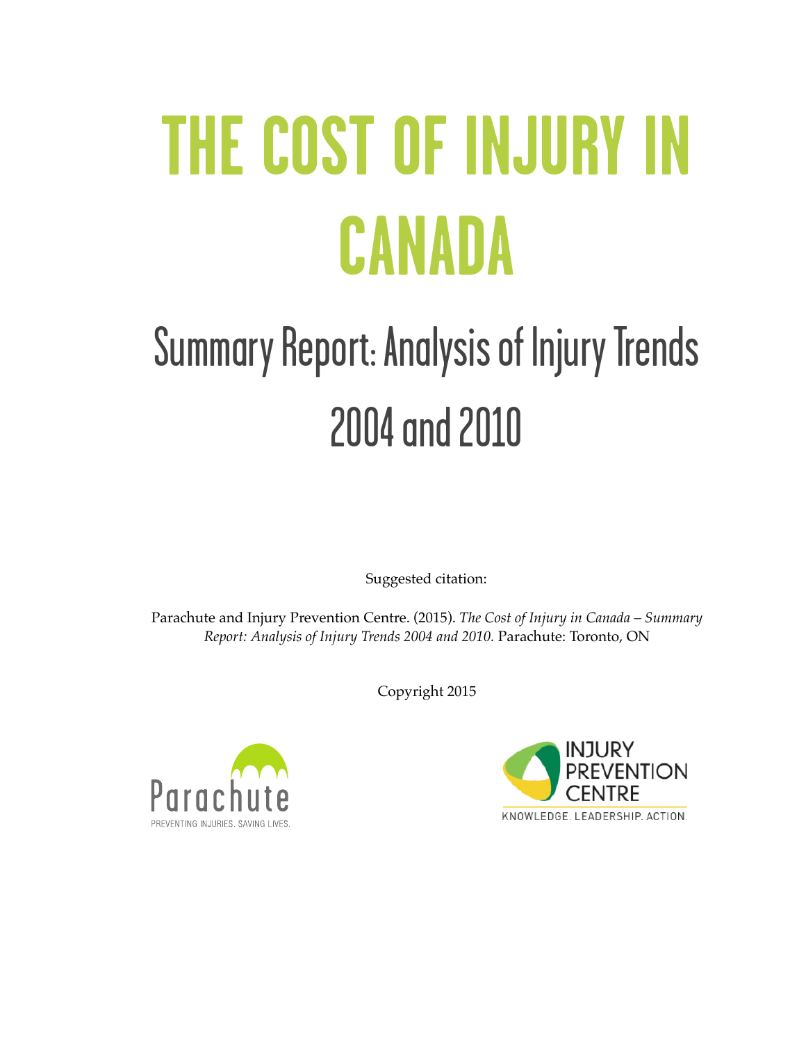# THE COST OF INJURY IN CANADA

## Summary Report: Analysis of Injury Trends 2004 and 2010

Suggested citation:

Parachute and Injury Prevention Centre. (2015). *The Cost of Injury in Canada – Summary Report: Analysis of Injury Trends 2004 and 2010.* Parachute: Toronto, ON

Copyright 2015

Parachute
PREVENTING INJURIES. SAVING LIVES.

INJURY PREVENTION CENTRE
KNOWLEDGE. LEADERSHIP. ACTION.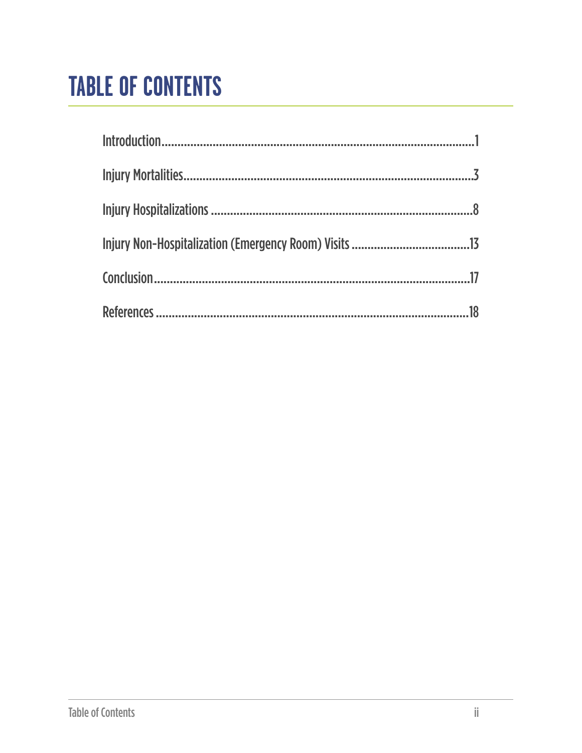# TABLE OF CONTENTS

Introduction....................................................................................................1

Injury Mortalities..........................................................................................3

Injury Hospitalizations ..................................................................................8

Injury Non-Hospitalization (Emergency Room) Visits .....................................13

Conclusion....................................................................................................17

References ....................................................................................................18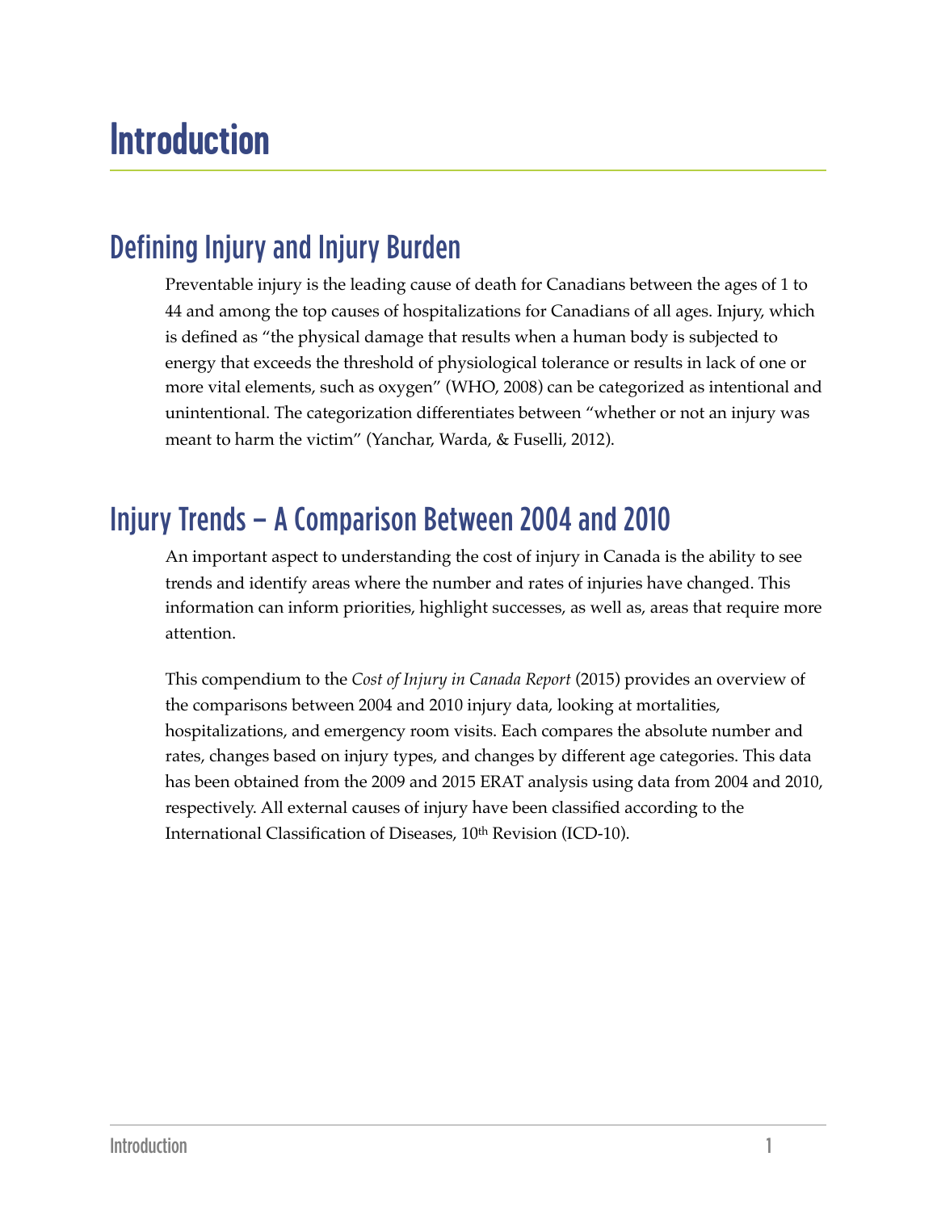# Introduction

## Defining Injury and Injury Burden

Preventable injury is the leading cause of death for Canadians between the ages of 1 to 44 and among the top causes of hospitalizations for Canadians of all ages. Injury, which is defined as "the physical damage that results when a human body is subjected to energy that exceeds the threshold of physiological tolerance or results in lack of one or more vital elements, such as oxygen" (WHO, 2008) can be categorized as intentional and unintentional. The categorization differentiates between "whether or not an injury was meant to harm the victim" (Yanchar, Warda, & Fuselli, 2012).

## Injury Trends – A Comparison Between 2004 and 2010

An important aspect to understanding the cost of injury in Canada is the ability to see trends and identify areas where the number and rates of injuries have changed. This information can inform priorities, highlight successes, as well as, areas that require more attention.

This compendium to the *Cost of Injury in Canada Report* (2015) provides an overview of the comparisons between 2004 and 2010 injury data, looking at mortalities, hospitalizations, and emergency room visits. Each compares the absolute number and rates, changes based on injury types, and changes by different age categories. This data has been obtained from the 2009 and 2015 ERAT analysis using data from 2004 and 2010, respectively. All external causes of injury have been classified according to the International Classification of Diseases, 10th Revision (ICD-10).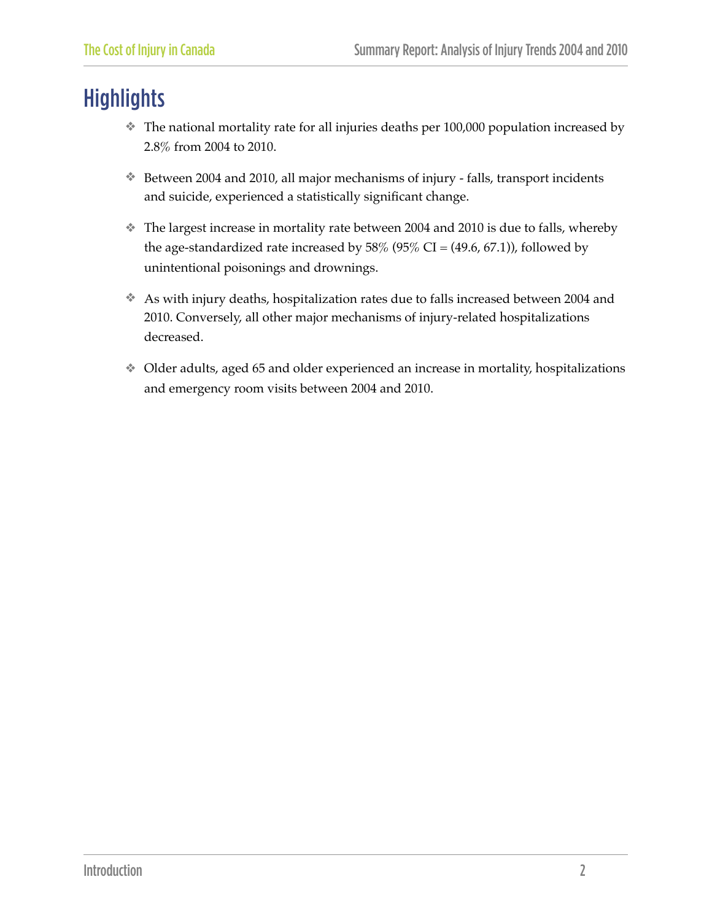# Highlights

- The national mortality rate for all injuries deaths per 100,000 population increased by 2.8% from 2004 to 2010.
- Between 2004 and 2010, all major mechanisms of injury - falls, transport incidents and suicide, experienced a statistically significant change.
- The largest increase in mortality rate between 2004 and 2010 is due to falls, whereby the age-standardized rate increased by 58% (95% CI = (49.6, 67.1)), followed by unintentional poisonings and drownings.
- As with injury deaths, hospitalization rates due to falls increased between 2004 and 2010. Conversely, all other major mechanisms of injury-related hospitalizations decreased.
- Older adults, aged 65 and older experienced an increase in mortality, hospitalizations and emergency room visits between 2004 and 2010.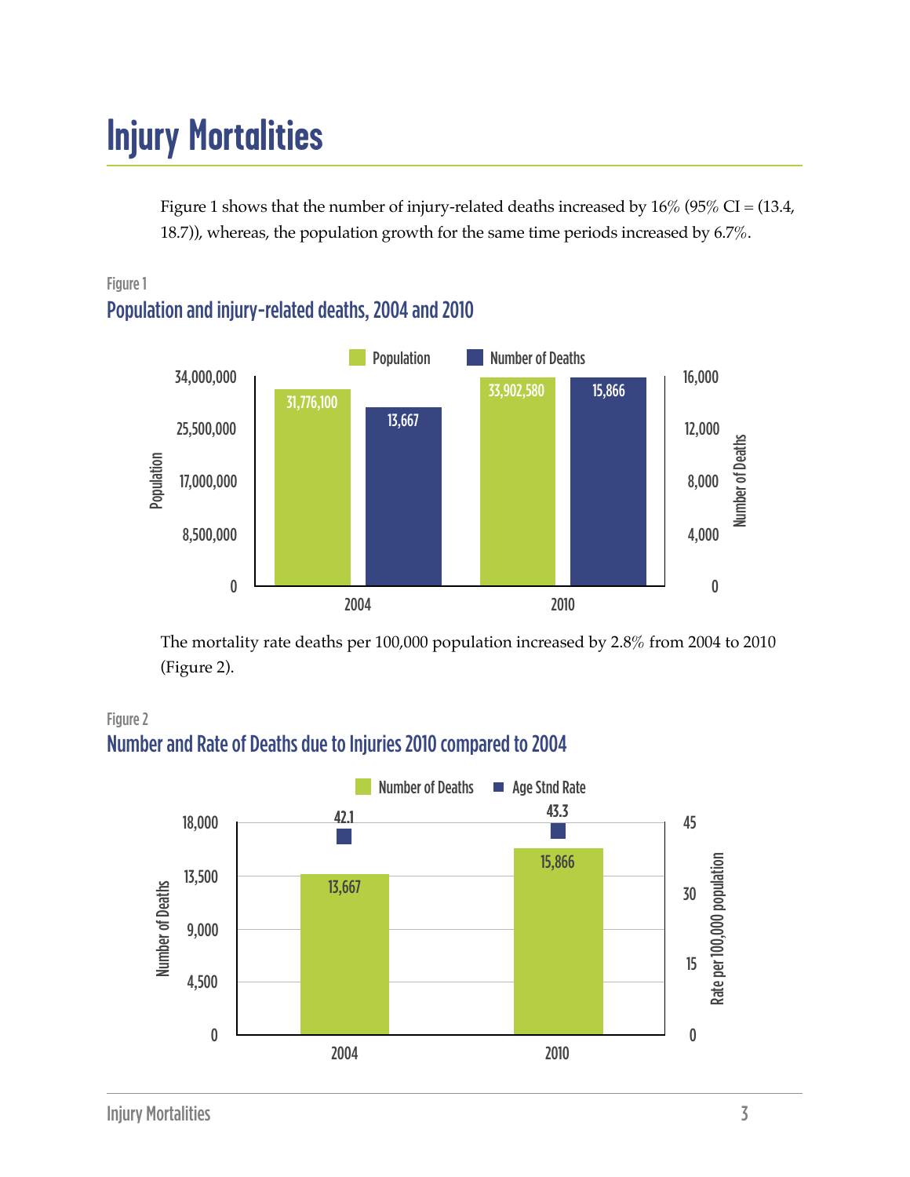# Injury Mortalities

Figure 1 shows that the number of injury-related deaths increased by 16% (95% CI = (13.4, 18.7)), whereas, the population growth for the same time periods increased by 6.7%.

Figure 1

## Population and injury-related deaths, 2004 and 2010

| | Population | Number of Deaths |
|---|---|---|
| 2004 | 31,776,100 | 13,667 |
| 2010 | 33,902,580 | 15,866 |

The mortality rate deaths per 100,000 population increased by 2.8% from 2004 to 2010 (Figure 2).

Figure 2

## Number and Rate of Deaths due to Injuries 2010 compared to 2004

| | Number of Deaths | Age Stnd Rate |
|---|---|---|
| 2004 | 13,667 | 42.1 |
| 2010 | 15,866 | 43.3 |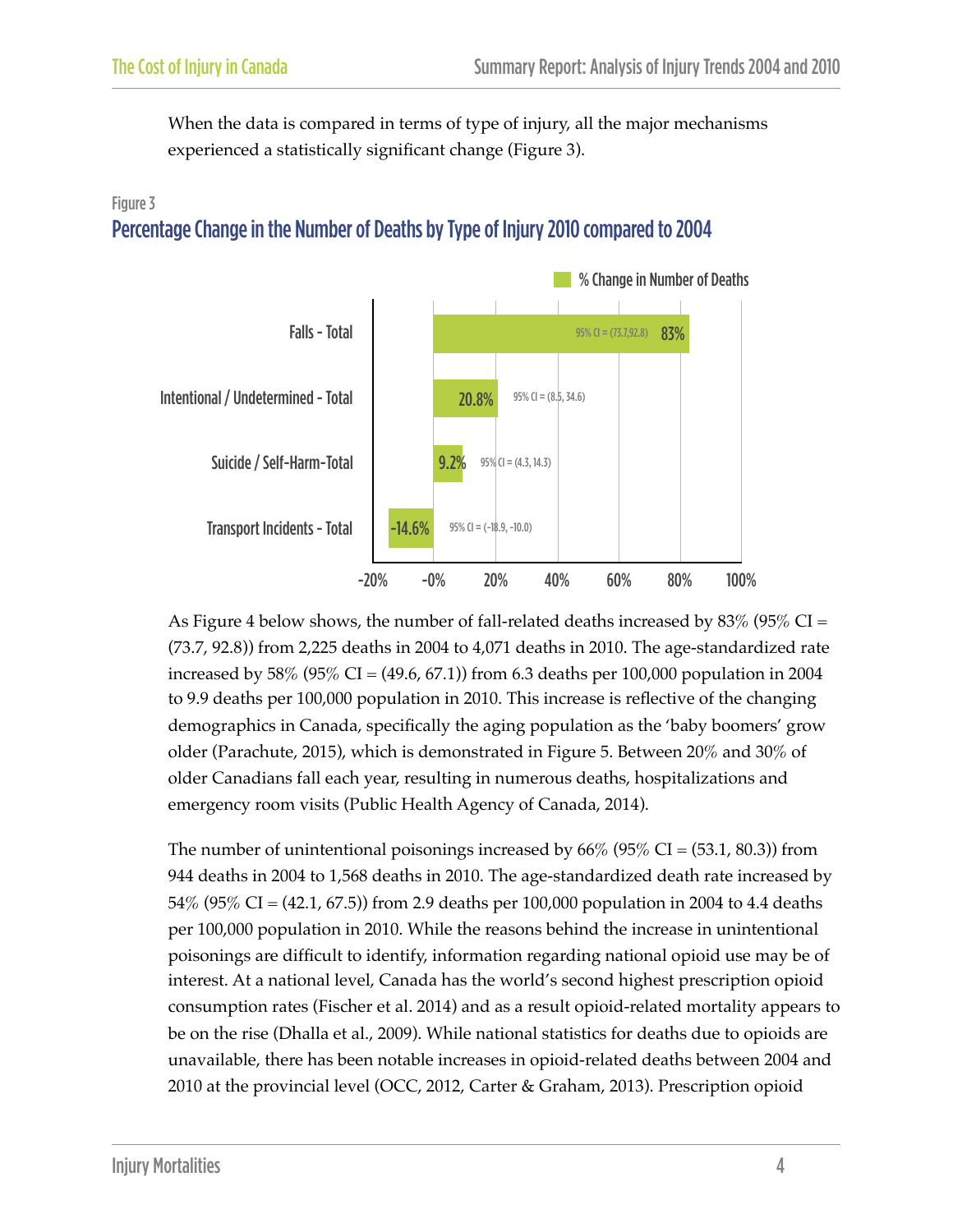When the data is compared in terms of type of injury, all the major mechanisms experienced a statistically significant change (Figure 3).

Figure 3

## Percentage Change in the Number of Deaths by Type of Injury 2010 compared to 2004

| Type of Injury | % Change in Number of Deaths | 95% CI |
|---|---|---|
| Falls - Total | 83% | (73.7,92.8) |
| Intentional / Undetermined - Total | 20.8% | (8.5, 34.6) |
| Suicide / Self-Harm-Total | 9.2% | (4.3, 14.3) |
| Transport Incidents - Total | -14.6% | (-18.9, -10.0) |

As Figure 4 below shows, the number of fall-related deaths increased by 83% (95% CI = (73.7, 92.8)) from 2,225 deaths in 2004 to 4,071 deaths in 2010. The age-standardized rate increased by 58% (95% CI = (49.6, 67.1)) from 6.3 deaths per 100,000 population in 2004 to 9.9 deaths per 100,000 population in 2010. This increase is reflective of the changing demographics in Canada, specifically the aging population as the 'baby boomers' grow older (Parachute, 2015), which is demonstrated in Figure 5. Between 20% and 30% of older Canadians fall each year, resulting in numerous deaths, hospitalizations and emergency room visits (Public Health Agency of Canada, 2014).

The number of unintentional poisonings increased by 66% (95% CI = (53.1, 80.3)) from 944 deaths in 2004 to 1,568 deaths in 2010. The age-standardized death rate increased by 54% (95% CI = (42.1, 67.5)) from 2.9 deaths per 100,000 population in 2004 to 4.4 deaths per 100,000 population in 2010. While the reasons behind the increase in unintentional poisonings are difficult to identify, information regarding national opioid use may be of interest. At a national level, Canada has the world's second highest prescription opioid consumption rates (Fischer et al. 2014) and as a result opioid-related mortality appears to be on the rise (Dhalla et al., 2009). While national statistics for deaths due to opioids are unavailable, there has been notable increases in opioid-related deaths between 2004 and 2010 at the provincial level (OCC, 2012, Carter & Graham, 2013). Prescription opioid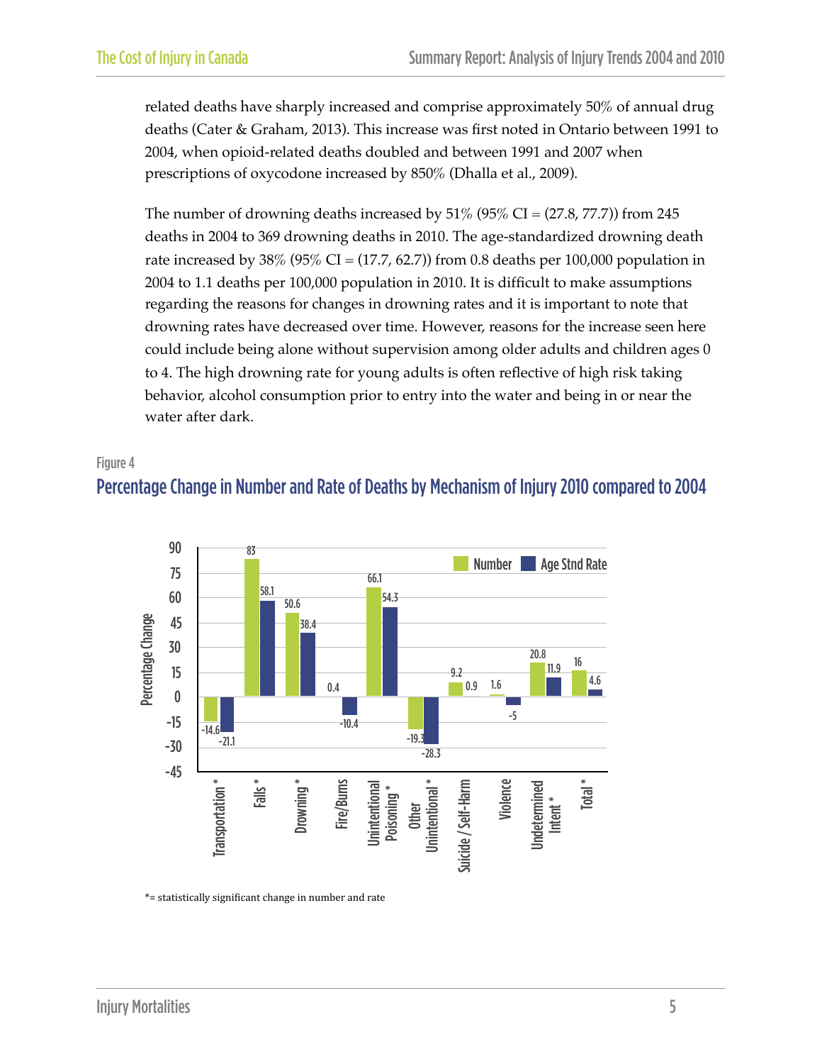related deaths have sharply increased and comprise approximately 50% of annual drug deaths (Cater & Graham, 2013). This increase was first noted in Ontario between 1991 to 2004, when opioid-related deaths doubled and between 1991 and 2007 when prescriptions of oxycodone increased by 850% (Dhalla et al., 2009).

The number of drowning deaths increased by 51% (95% CI = (27.8, 77.7)) from 245 deaths in 2004 to 369 drowning deaths in 2010. The age-standardized drowning death rate increased by 38% (95% CI = (17.7, 62.7)) from 0.8 deaths per 100,000 population in 2004 to 1.1 deaths per 100,000 population in 2010. It is difficult to make assumptions regarding the reasons for changes in drowning rates and it is important to note that drowning rates have decreased over time. However, reasons for the increase seen here could include being alone without supervision among older adults and children ages 0 to 4. The high drowning rate for young adults is often reflective of high risk taking behavior, alcohol consumption prior to entry into the water and being in or near the water after dark.

Figure 4

## Percentage Change in Number and Rate of Deaths by Mechanism of Injury 2010 compared to 2004

| Mechanism | Number | Age Stnd Rate |
|---|---|---|
| Transportation * | -14.6 | -21.1 |
| Falls * | 83 | 58.1 |
| Drowning * | 50.6 | 38.4 |
| Fire/Burns | 0.4 | -10.4 |
| Unintentional Poisoning * | 66.1 | 54.3 |
| Other Unintentional * | -19.3 | -28.3 |
| Suicide / Self-Harm | 9.2 | 0.9 |
| Violence | 1.6 | -5 |
| Undetermined Intent * | 20.8 | 11.9 |
| Total * | 16 | 4.6 |

*= statistically significant change in number and rate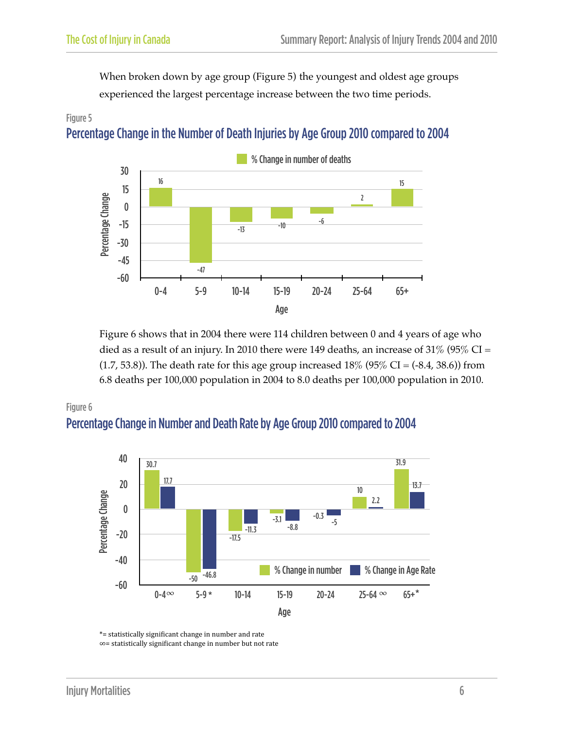When broken down by age group (Figure 5) the youngest and oldest age groups experienced the largest percentage increase between the two time periods.

Figure 5

### Percentage Change in the Number of Death Injuries by Age Group 2010 compared to 2004

| Age | % Change in number of deaths |
|---|---|
| 0-4 | 16 |
| 5-9 | -47 |
| 10-14 | -13 |
| 15-19 | -10 |
| 20-24 | -6 |
| 25-64 | 2 |
| 65+ | 15 |

Figure 6 shows that in 2004 there were 114 children between 0 and 4 years of age who died as a result of an injury. In 2010 there were 149 deaths, an increase of 31% (95% CI = (1.7, 53.8)). The death rate for this age group increased 18% (95% CI = (-8.4, 38.6)) from 6.8 deaths per 100,000 population in 2004 to 8.0 deaths per 100,000 population in 2010.

Figure 6

### Percentage Change in Number and Death Rate by Age Group 2010 compared to 2004

| Age | % Change in number | % Change in Age Rate |
|---|---|---|
| 0-4∞ | 30.7 | 17.7 |
| 5-9 * | -50 | -46.8 |
| 10-14 | -17.5 | -11.3 |
| 15-19 | -3.1 | -8.8 |
| 20-24 | -0.3 | -5 |
| 25-64 ∞ | 10 | 2.2 |
| 65+* | 31.9 | 13.7 |

*= statistically significant change in number and rate
∞= statistically significant change in number but not rate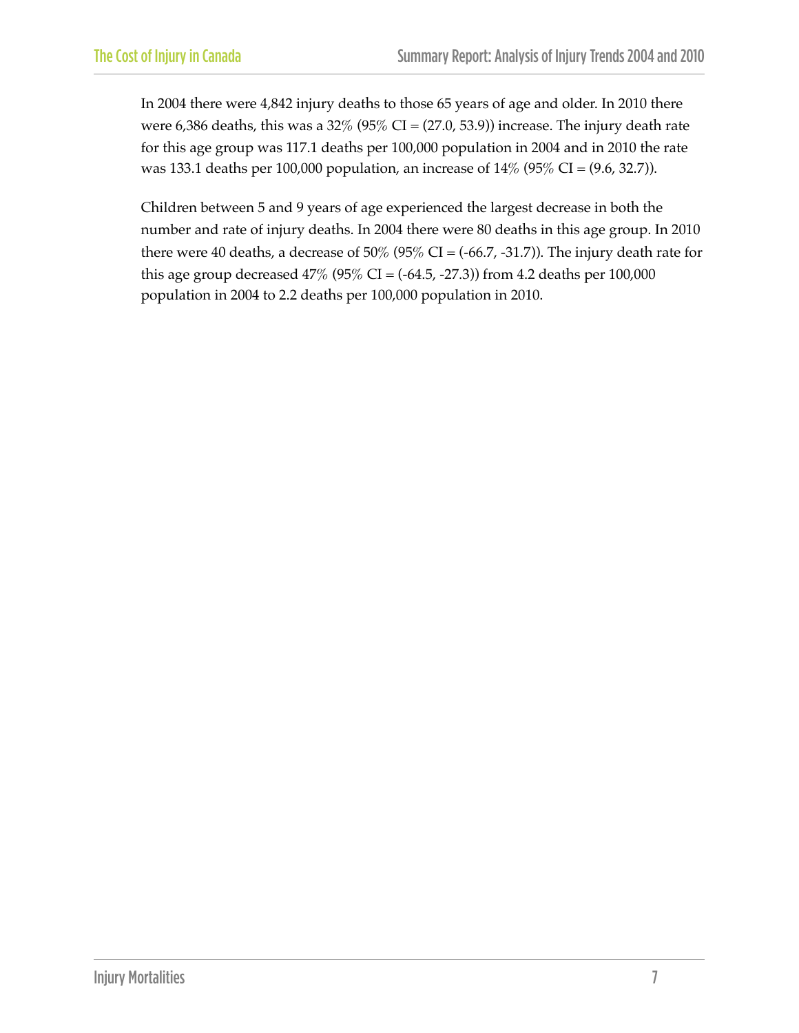In 2004 there were 4,842 injury deaths to those 65 years of age and older. In 2010 there were 6,386 deaths, this was a 32% (95% CI = (27.0, 53.9)) increase. The injury death rate for this age group was 117.1 deaths per 100,000 population in 2004 and in 2010 the rate was 133.1 deaths per 100,000 population, an increase of 14% (95% CI = (9.6, 32.7)).

Children between 5 and 9 years of age experienced the largest decrease in both the number and rate of injury deaths. In 2004 there were 80 deaths in this age group. In 2010 there were 40 deaths, a decrease of 50% (95% CI = (-66.7, -31.7)). The injury death rate for this age group decreased 47% (95% CI = (-64.5, -27.3)) from 4.2 deaths per 100,000 population in 2004 to 2.2 deaths per 100,000 population in 2010.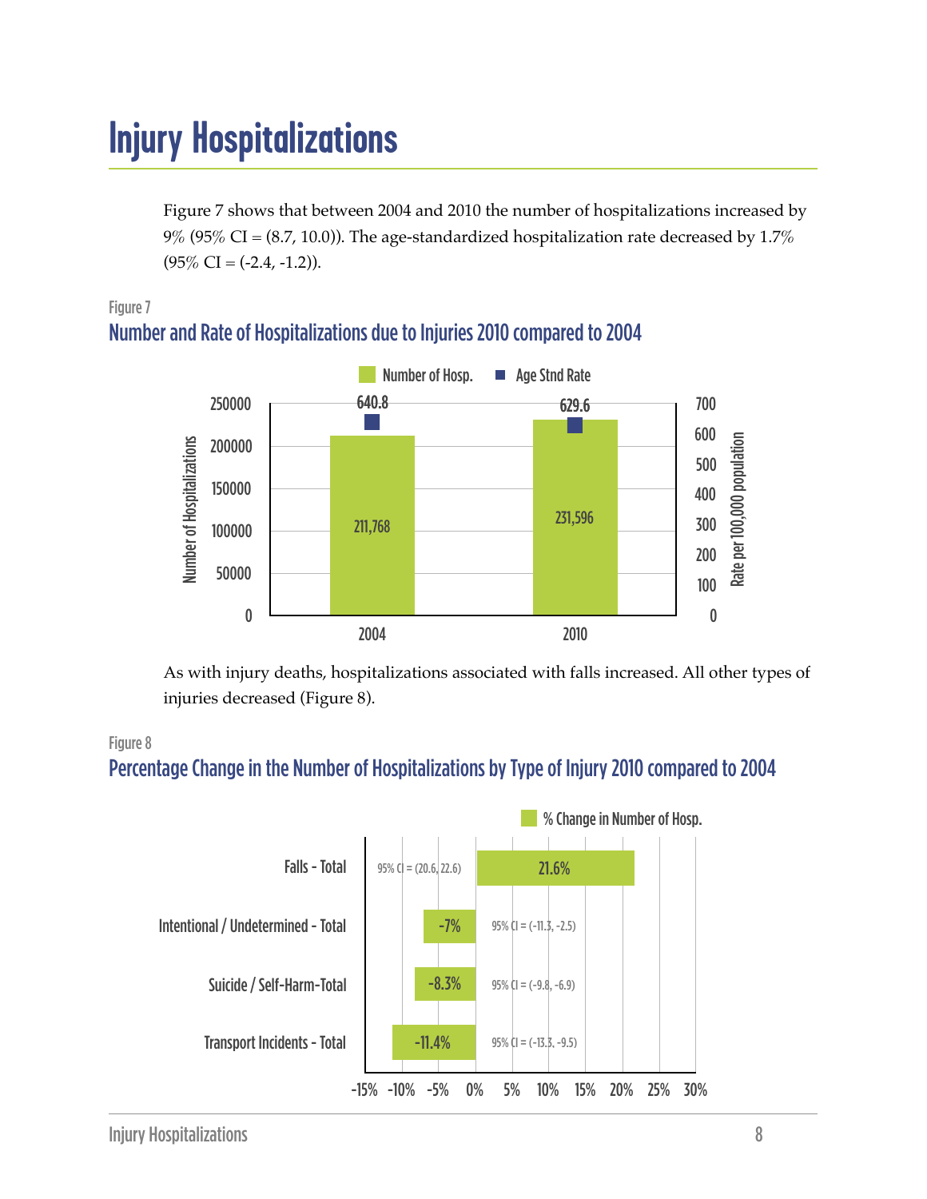# Injury Hospitalizations

Figure 7 shows that between 2004 and 2010 the number of hospitalizations increased by 9% (95% CI = (8.7, 10.0)). The age-standardized hospitalization rate decreased by 1.7% (95% CI = (-2.4, -1.2)).

Figure 7

## Number and Rate of Hospitalizations due to Injuries 2010 compared to 2004

| Year | Number of Hosp. | Age Stnd Rate (per 100,000 population) |
|---|---|---|
| 2004 | 211,768 | 640.8 |
| 2010 | 231,596 | 629.6 |

As with injury deaths, hospitalizations associated with falls increased. All other types of injuries decreased (Figure 8).

Figure 8

## Percentage Change in the Number of Hospitalizations by Type of Injury 2010 compared to 2004

| Type of Injury | % Change in Number of Hosp. | 95% CI |
|---|---|---|
| Falls - Total | 21.6% | (20.6, 22.6) |
| Intentional / Undetermined - Total | -7% | (-11.3, -2.5) |
| Suicide / Self-Harm-Total | -8.3% | (-9.8, -6.9) |
| Transport Incidents - Total | -11.4% | (-13.3, -9.5) |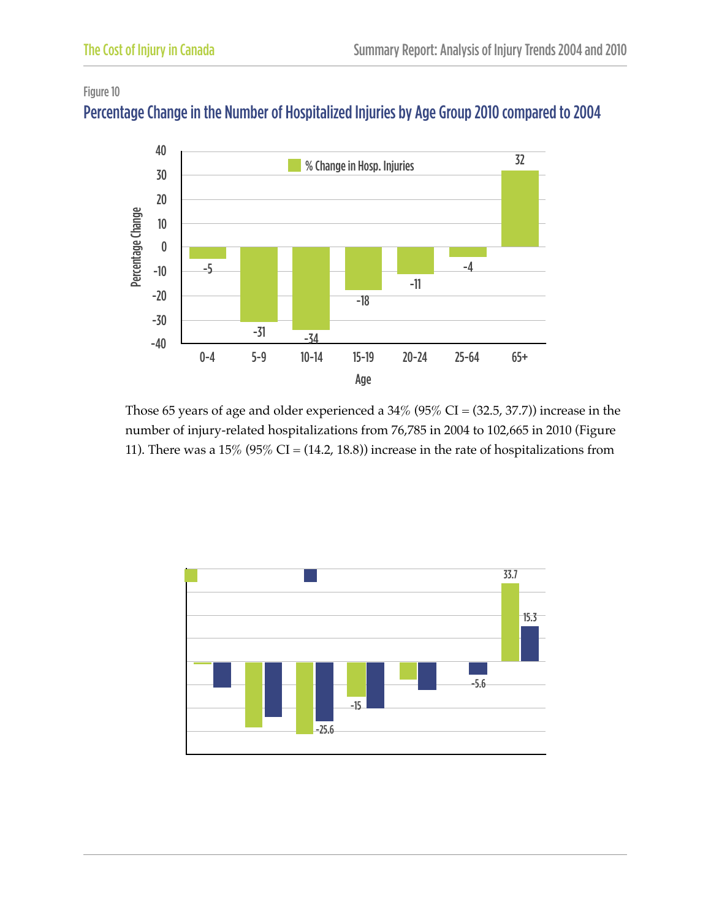Figure 10

## Percentage Change in the Number of Hospitalized Injuries by Age Group 2010 compared to 2004

% Change in Hosp. Injuries

40
30
20
10
0
-10
-20
-30
-40

Percentage Change

-5
-31
-34
-18
-11
-4
32

0-4 5-9 10-14 15-19 20-24 25-64 65+

Age

Those 65 years of age and older experienced a 34% (95% CI = (32.5, 37.7)) increase in the number of injury-related hospitalizations from 76,785 in 2004 to 102,665 in 2010 (Figure 11). There was a 15% (95% CI = (14.2, 18.8)) increase in the rate of hospitalizations from

33.7
15.3
-5.6
-15
-25.6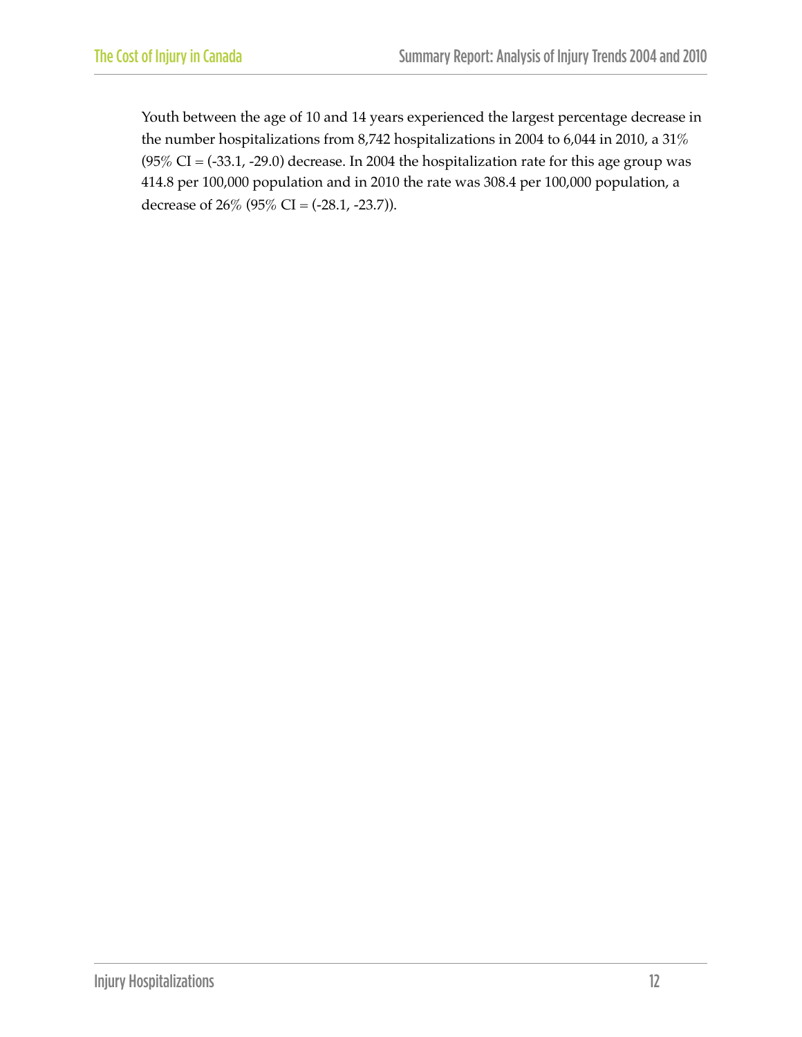Youth between the age of 10 and 14 years experienced the largest percentage decrease in the number hospitalizations from 8,742 hospitalizations in 2004 to 6,044 in 2010, a 31% (95% CI = (-33.1, -29.0) decrease. In 2004 the hospitalization rate for this age group was 414.8 per 100,000 population and in 2010 the rate was 308.4 per 100,000 population, a decrease of 26% (95% CI = (-28.1, -23.7)).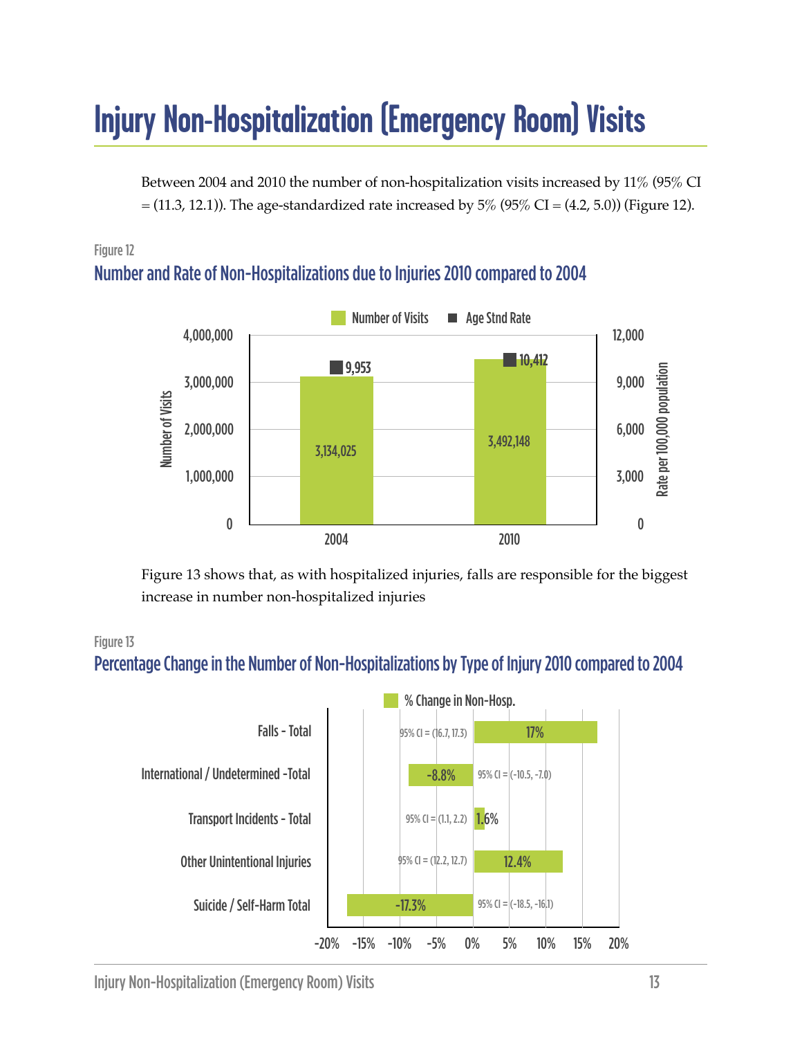# Injury Non-Hospitalization (Emergency Room) Visits

Between 2004 and 2010 the number of non-hospitalization visits increased by 11% (95% CI = (11.3, 12.1)). The age-standardized rate increased by 5% (95% CI = (4.2, 5.0)) (Figure 12).

Figure 12

## Number and Rate of Non-Hospitalizations due to Injuries 2010 compared to 2004

| Year | Number of Visits | Age Stnd Rate (Rate per 100,000 population) |
|---|---|---|
| 2004 | 3,134,025 | 9,953 |
| 2010 | 3,492,148 | 10,412 |

Figure 13 shows that, as with hospitalized injuries, falls are responsible for the biggest increase in number non-hospitalized injuries

Figure 13

## Percentage Change in the Number of Non-Hospitalizations by Type of Injury 2010 compared to 2004

| Type of Injury | % Change in Non-Hosp. | 95% CI |
|---|---|---|
| Falls - Total | 17% | (16.7, 17.3) |
| International / Undetermined -Total | -8.8% | (-10.5, -7.0) |
| Transport Incidents - Total | 1.6% | (1.1, 2.2) |
| Other Unintentional Injuries | 12.4% | (12.2, 12.7) |
| Suicide / Self-Harm Total | -17.3% | (-18.5, -16.1) |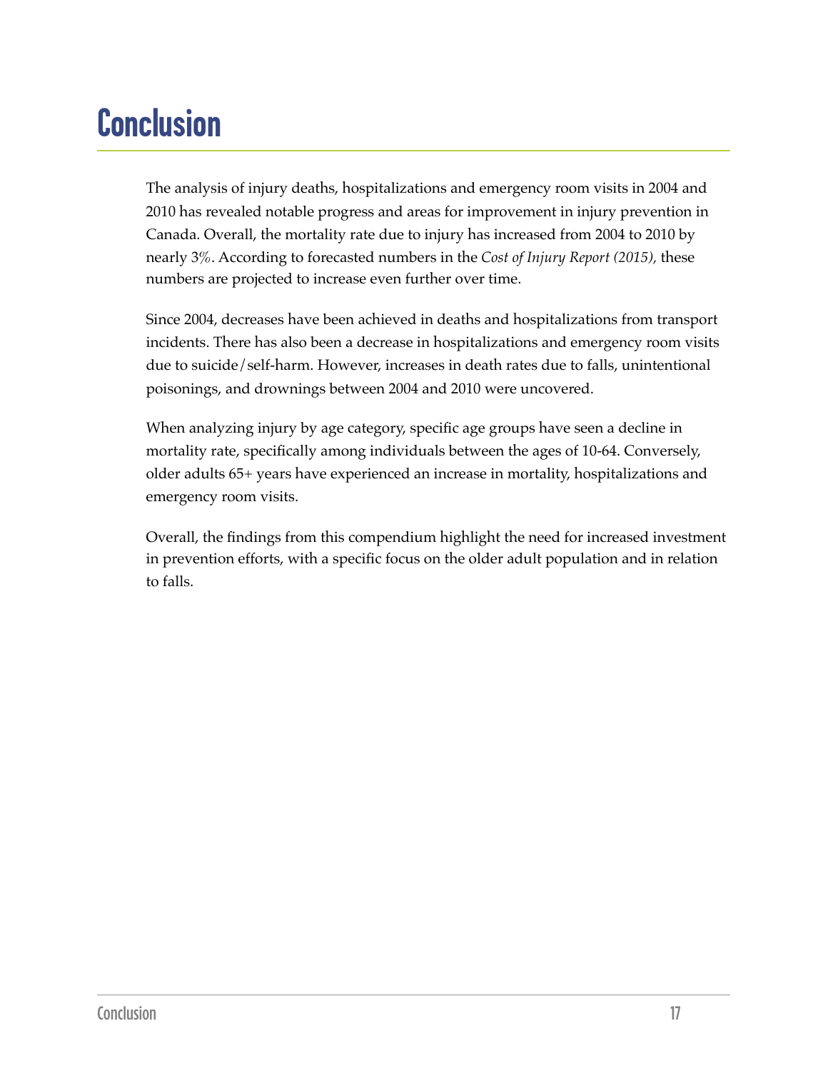# Conclusion

The analysis of injury deaths, hospitalizations and emergency room visits in 2004 and 2010 has revealed notable progress and areas for improvement in injury prevention in Canada. Overall, the mortality rate due to injury has increased from 2004 to 2010 by nearly 3%. According to forecasted numbers in the *Cost of Injury Report (2015)*, these numbers are projected to increase even further over time.

Since 2004, decreases have been achieved in deaths and hospitalizations from transport incidents. There has also been a decrease in hospitalizations and emergency room visits due to suicide/self-harm. However, increases in death rates due to falls, unintentional poisonings, and drownings between 2004 and 2010 were uncovered.

When analyzing injury by age category, specific age groups have seen a decline in mortality rate, specifically among individuals between the ages of 10-64. Conversely, older adults 65+ years have experienced an increase in mortality, hospitalizations and emergency room visits.

Overall, the findings from this compendium highlight the need for increased investment in prevention efforts, with a specific focus on the older adult population and in relation to falls.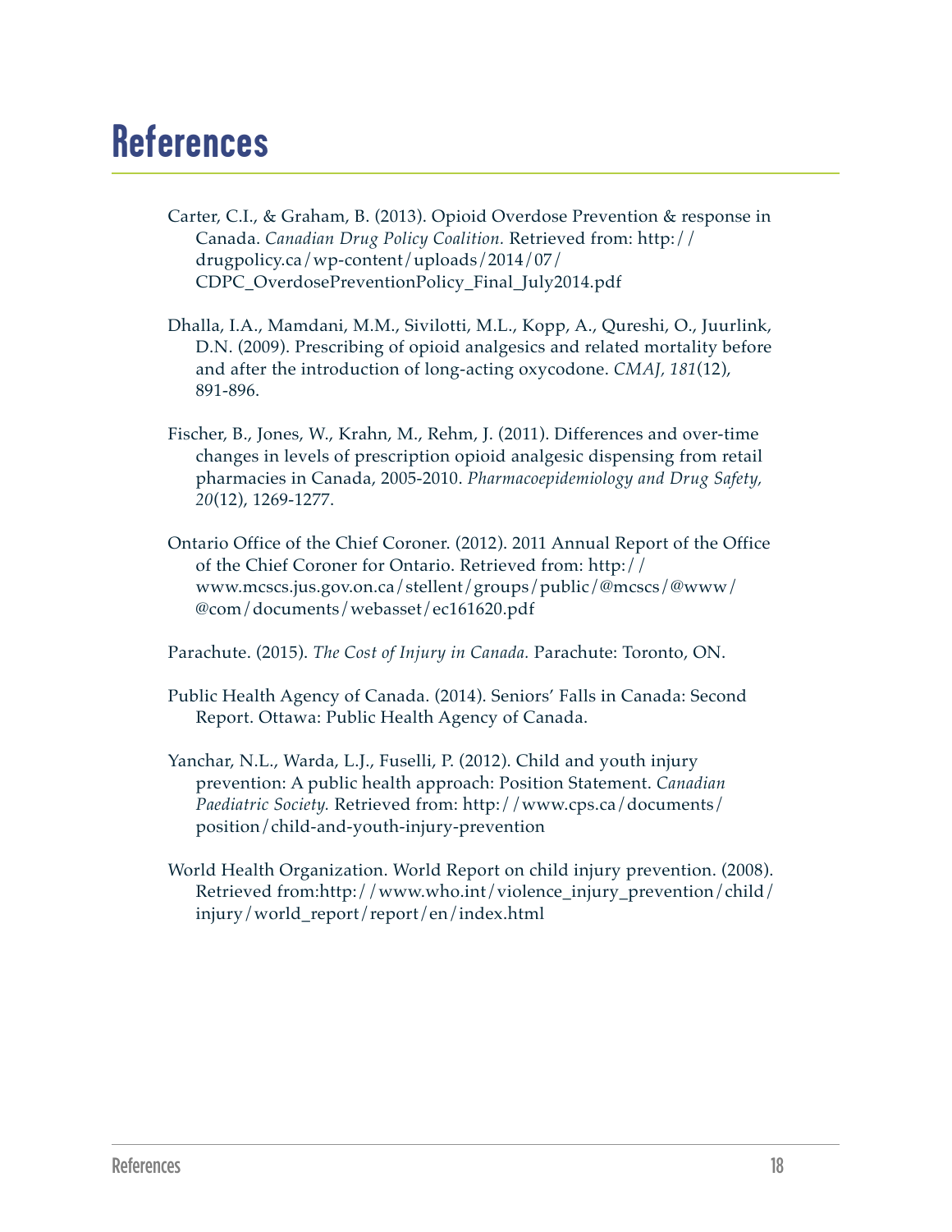# References

Carter, C.I., & Graham, B. (2013). Opioid Overdose Prevention & response in Canada. *Canadian Drug Policy Coalition.* Retrieved from: http://drugpolicy.ca/wp-content/uploads/2014/07/CDPC_OverdosePreventionPolicy_Final_July2014.pdf

Dhalla, I.A., Mamdani, M.M., Sivilotti, M.L., Kopp, A., Qureshi, O., Juurlink, D.N. (2009). Prescribing of opioid analgesics and related mortality before and after the introduction of long-acting oxycodone. *CMAJ, 181*(12), 891-896.

Fischer, B., Jones, W., Krahn, M., Rehm, J. (2011). Differences and over-time changes in levels of prescription opioid analgesic dispensing from retail pharmacies in Canada, 2005-2010. *Pharmacoepidemiology and Drug Safety, 20*(12), 1269-1277.

Ontario Office of the Chief Coroner. (2012). 2011 Annual Report of the Office of the Chief Coroner for Ontario. Retrieved from: http://www.mcscs.jus.gov.on.ca/stellent/groups/public/@mcscs/@www/@com/documents/webasset/ec161620.pdf

Parachute. (2015). *The Cost of Injury in Canada.* Parachute: Toronto, ON.

Public Health Agency of Canada. (2014). Seniors' Falls in Canada: Second Report. Ottawa: Public Health Agency of Canada.

Yanchar, N.L., Warda, L.J., Fuselli, P. (2012). Child and youth injury prevention: A public health approach: Position Statement. *Canadian Paediatric Society.* Retrieved from: http://www.cps.ca/documents/position/child-and-youth-injury-prevention

World Health Organization. World Report on child injury prevention. (2008). Retrieved from:http://www.who.int/violence_injury_prevention/child/injury/world_report/report/en/index.html